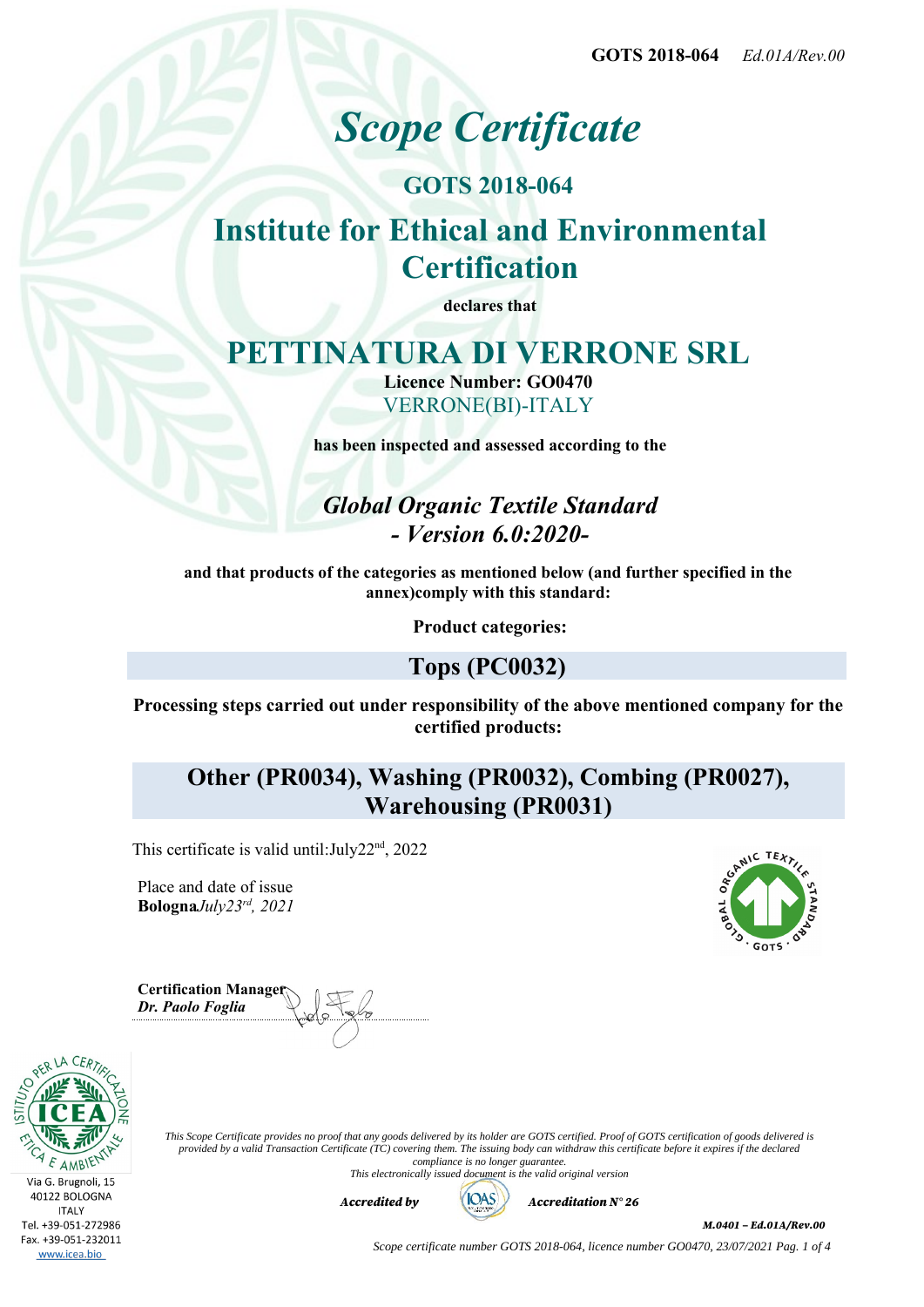# *Scope Certificate*

## GOTS 2018-064

## Institute for Ethical and Environmental Certification

**declares that**

# PETTINATURA DI VERRONE SRL

**Licence Number: GO0470**

VERRONE(BI)-ITALY

**has been inspected and assessed according to the**

***Global Organic Textile Standard***
***- Version 6.0:2020-***

**and that products of the categories as mentioned below (and further specified in the annex)comply with this standard:**

**Product categories:**

## Tops (PC0032)

**Processing steps carried out under responsibility of the above mentioned company for the certified products:**

## Other (PR0034), Washing (PR0032), Combing (PR0027), Warehousing (PR0031)

This certificate is valid until:July22nd, 2022

Place and date of issue
**Bologna***July23rd, 2021*

**Certification Manager**
***Dr. Paolo Foglia***

Via G. Brugnoli, 15
40122 BOLOGNA
ITALY
Tel. +39-051-272986
Fax. +39-051-232011
www.icea.bio

*This Scope Certificate provides no proof that any goods delivered by its holder are GOTS certified. Proof of GOTS certification of goods delivered is provided by a valid Transaction Certificate (TC) covering them. The issuing body can withdraw this certificate before it expires if the declared compliance is no longer guarantee.*
*This electronically issued document is the valid original version*

***Accredited by*** IOAS ***Accreditation N° 26***

***M.0401 – Ed.01A/Rev.00***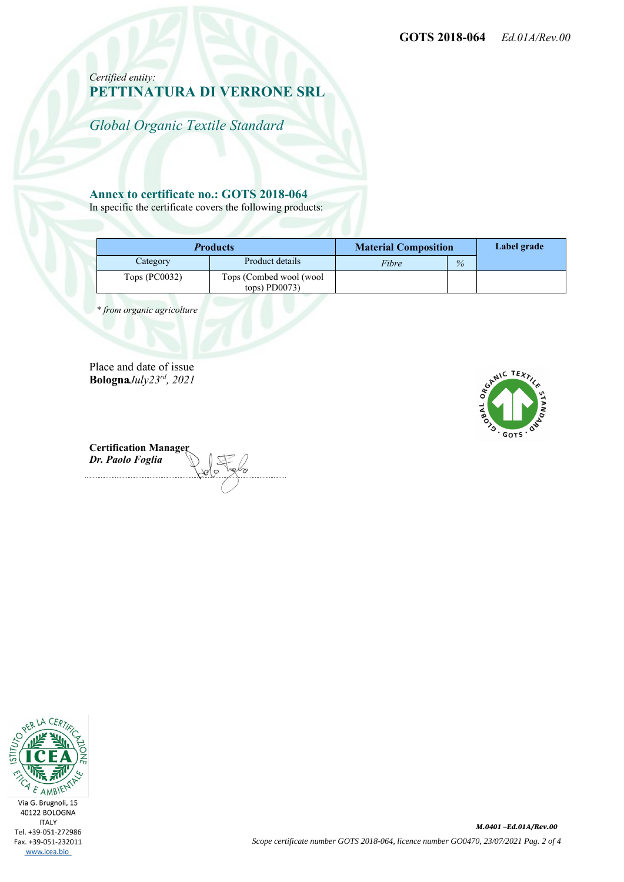**GOTS 2018-064** *Ed.01A/Rev.00*

*Certified entity:*

## PETTINATURA DI VERRONE SRL

*Global Organic Textile Standard*

### Annex to certificate no.: GOTS 2018-064

In specific the certificate covers the following products:

| *Products* | | Material Composition | | Label grade |
|---|---|---|---|---|
| Category | Product details | *Fibre* | *%* | |
| Tops (PC0032) | Tops (Combed wool (wool tops) PD0073) | | | |

*\* from organic agricolture*

Place and date of issue
**Bologna***July23[rd], 2021*

**Certification Manager**
***Dr. Paolo Foglia***

Via G. Brugnoli, 15
40122 BOLOGNA
ITALY
Tel. +39-051-272986
Fax. +39-051-232011
www.icea.bio

***M.0401 –Ed.01A/Rev.00***

*Scope certificate number GOTS 2018-064, licence number GO0470, 23/07/2021*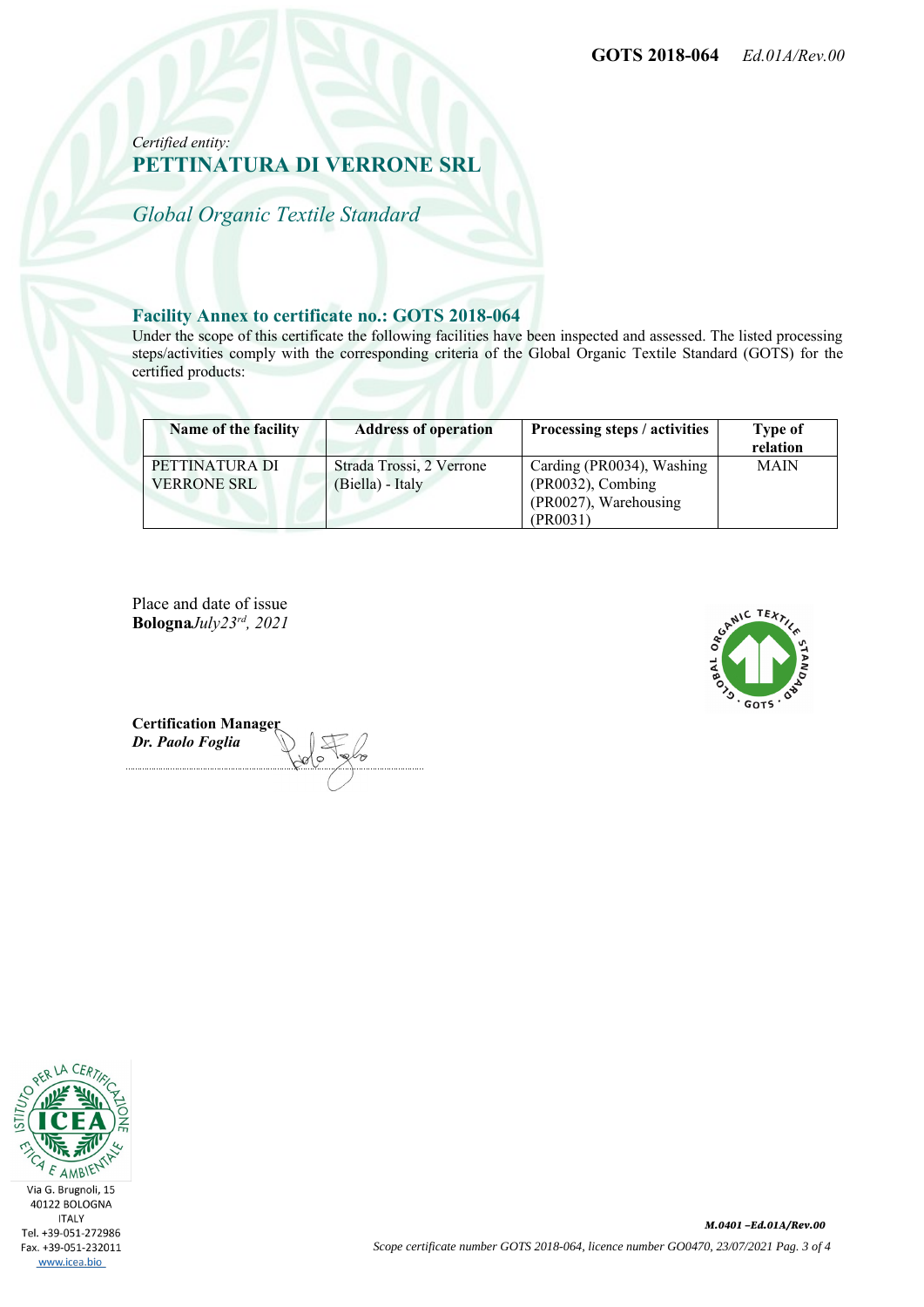**GOTS 2018-064** *Ed.01A/Rev.00*

*Certified entity:*

## PETTINATURA DI VERRONE SRL

*Global Organic Textile Standard*

### Facility Annex to certificate no.: GOTS 2018-064

Under the scope of this certificate the following facilities have been inspected and assessed. The listed processing steps/activities comply with the corresponding criteria of the Global Organic Textile Standard (GOTS) for the certified products:

| Name of the facility | Address of operation | Processing steps / activities | Type of relation |
|---|---|---|---|
| PETTINATURA DI VERRONE SRL | Strada Trossi, 2 Verrone (Biella) - Italy | Carding (PR0034), Washing (PR0032), Combing (PR0027), Warehousing (PR0031) | MAIN |

Place and date of issue
**Bologna***July23rd, 2021*

**Certification Manager**
***Dr. Paolo Foglia***

Via G. Brugnoli, 15
40122 BOLOGNA
ITALY
Tel. +39-051-272986
Fax. +39-051-232011
www.icea.bio

*M.0401 –Ed.01A/Rev.00*

*Scope certificate number GOTS 2018-064, licence number GO0470, 23/07/2021*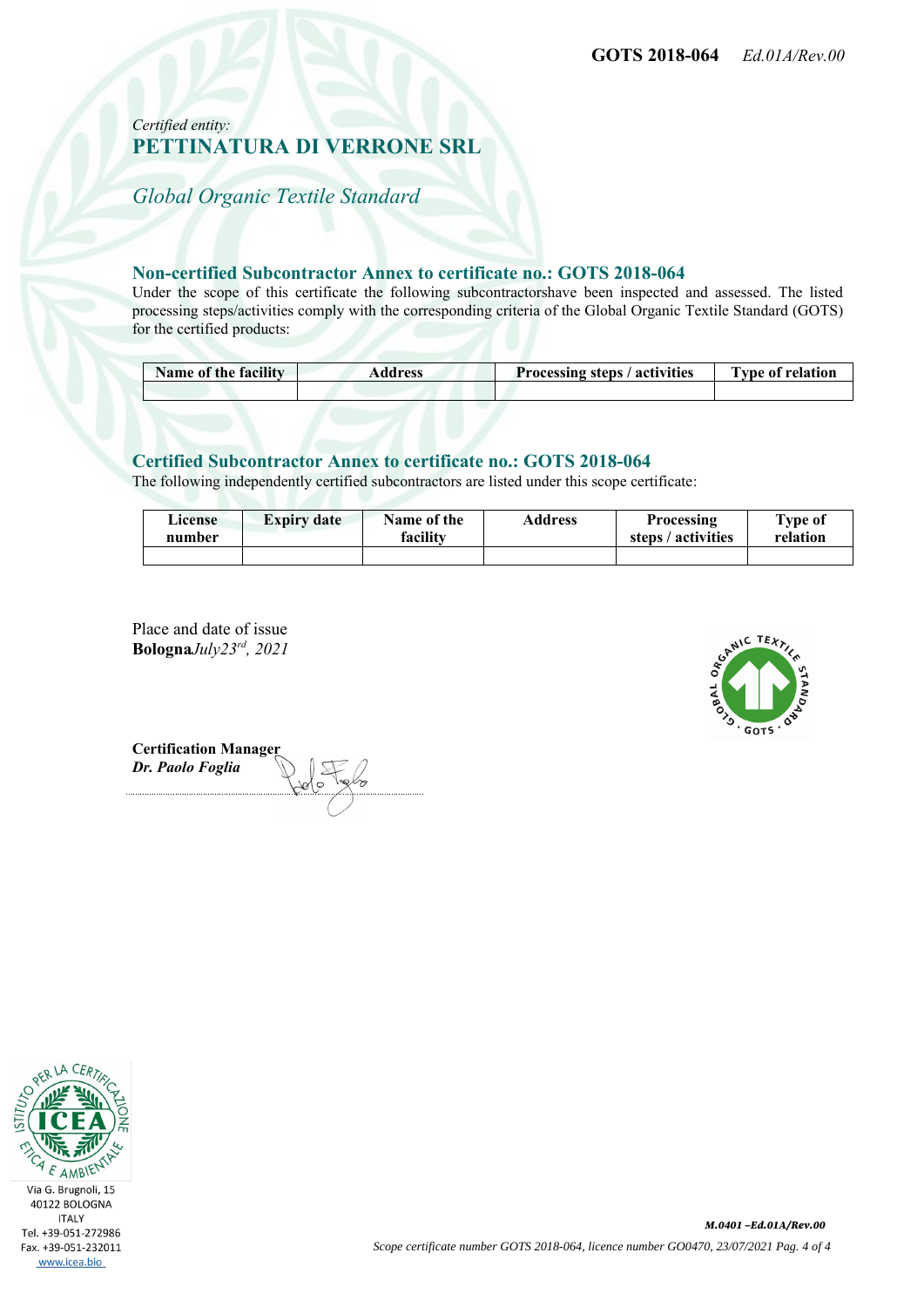GOTS 2018-064 *Ed.01A/Rev.00*

*Certified entity:*

## PETTINATURA DI VERRONE SRL

*Global Organic Textile Standard*

### Non-certified Subcontractor Annex to certificate no.: GOTS 2018-064

Under the scope of this certificate the following subcontractorshave been inspected and assessed. The listed processing steps/activities comply with the corresponding criteria of the Global Organic Textile Standard (GOTS) for the certified products:

| Name of the facility | Address | Processing steps / activities | Type of relation |
|---|---|---|---|
| | | | |

### Certified Subcontractor Annex to certificate no.: GOTS 2018-064

The following independently certified subcontractors are listed under this scope certificate:

| License number | Expiry date | Name of the facility | Address | Processing steps / activities | Type of relation |
|---|---|---|---|---|---|
| | | | | | |

Place and date of issue
**Bologna***July23rd, 2021*

**Certification Manager**
***Dr. Paolo Foglia***

Via G. Brugnoli, 15
40122 BOLOGNA
ITALY
Tel. +39-051-272986
Fax. +39-051-232011
www.icea.bio

*M.0401 –Ed.01A/Rev.00*

*Scope certificate number GOTS 2018-064, licence number GO0470, 23/07/2021*